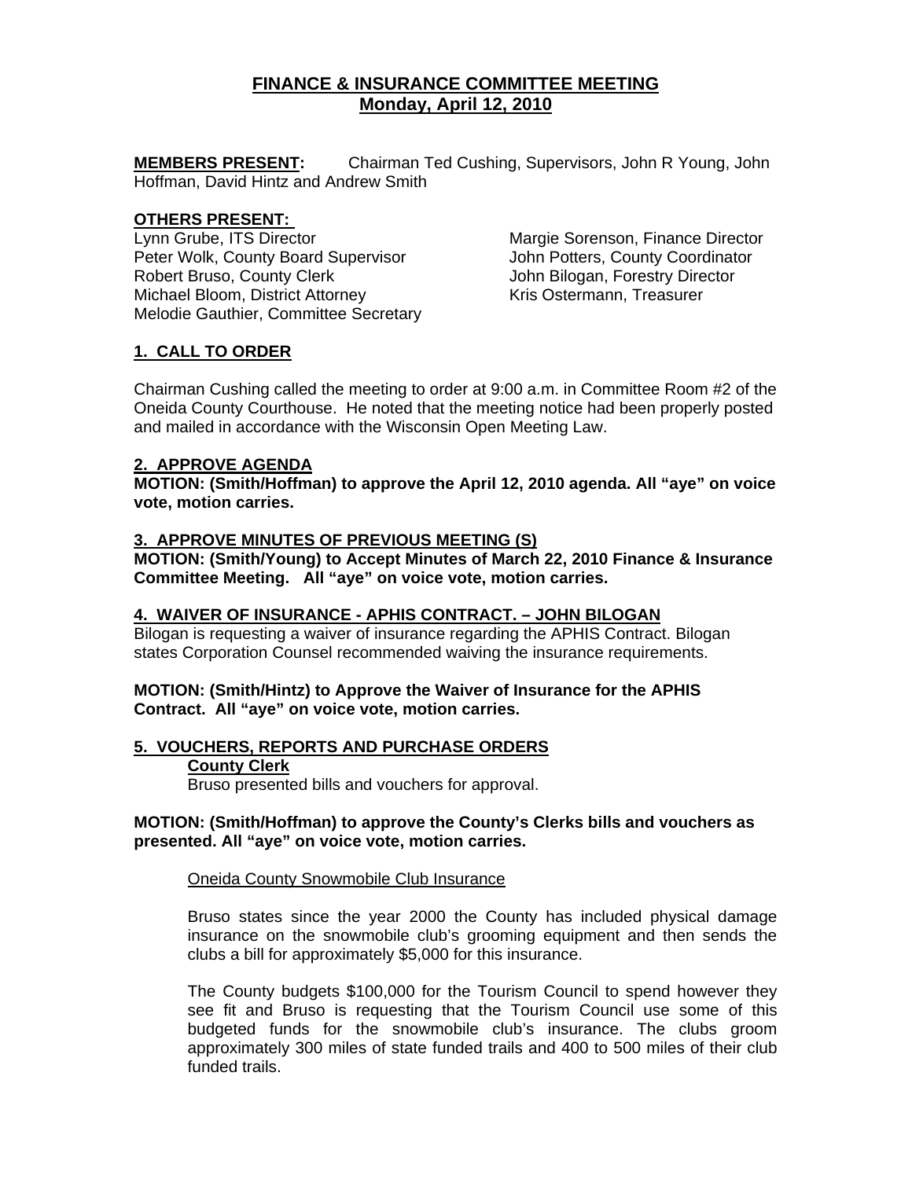# FINANCE & INSURANCE COMMITTEE MEETING
## Monday, April 12, 2010

**MEMBERS PRESENT:** Chairman Ted Cushing, Supervisors, John R Young, John Hoffman, David Hintz and Andrew Smith

**OTHERS PRESENT:**

Lynn Grube, ITS Director
Peter Wolk, County Board Supervisor
Robert Bruso, County Clerk
Michael Bloom, District Attorney
Melodie Gauthier, Committee Secretary
Margie Sorenson, Finance Director
John Potters, County Coordinator
John Bilogan, Forestry Director
Kris Ostermann, Treasurer

### 1. CALL TO ORDER

Chairman Cushing called the meeting to order at 9:00 a.m. in Committee Room #2 of the Oneida County Courthouse. He noted that the meeting notice had been properly posted and mailed in accordance with the Wisconsin Open Meeting Law.

### 2. APPROVE AGENDA

**MOTION: (Smith/Hoffman) to approve the April 12, 2010 agenda. All "aye" on voice vote, motion carries.**

### 3. APPROVE MINUTES OF PREVIOUS MEETING (S)

**MOTION: (Smith/Young) to Accept Minutes of March 22, 2010 Finance & Insurance Committee Meeting. All "aye" on voice vote, motion carries.**

### 4. WAIVER OF INSURANCE - APHIS CONTRACT. – JOHN BILOGAN

Bilogan is requesting a waiver of insurance regarding the APHIS Contract. Bilogan states Corporation Counsel recommended waiving the insurance requirements.

**MOTION: (Smith/Hintz) to Approve the Waiver of Insurance for the APHIS Contract. All "aye" on voice vote, motion carries.**

### 5. VOUCHERS, REPORTS AND PURCHASE ORDERS

**County Clerk**

Bruso presented bills and vouchers for approval.

**MOTION: (Smith/Hoffman) to approve the County's Clerks bills and vouchers as presented. All "aye" on voice vote, motion carries.**

Oneida County Snowmobile Club Insurance

Bruso states since the year 2000 the County has included physical damage insurance on the snowmobile club's grooming equipment and then sends the clubs a bill for approximately $5,000 for this insurance.

The County budgets $100,000 for the Tourism Council to spend however they see fit and Bruso is requesting that the Tourism Council use some of this budgeted funds for the snowmobile club's insurance. The clubs groom approximately 300 miles of state funded trails and 400 to 500 miles of their club funded trails.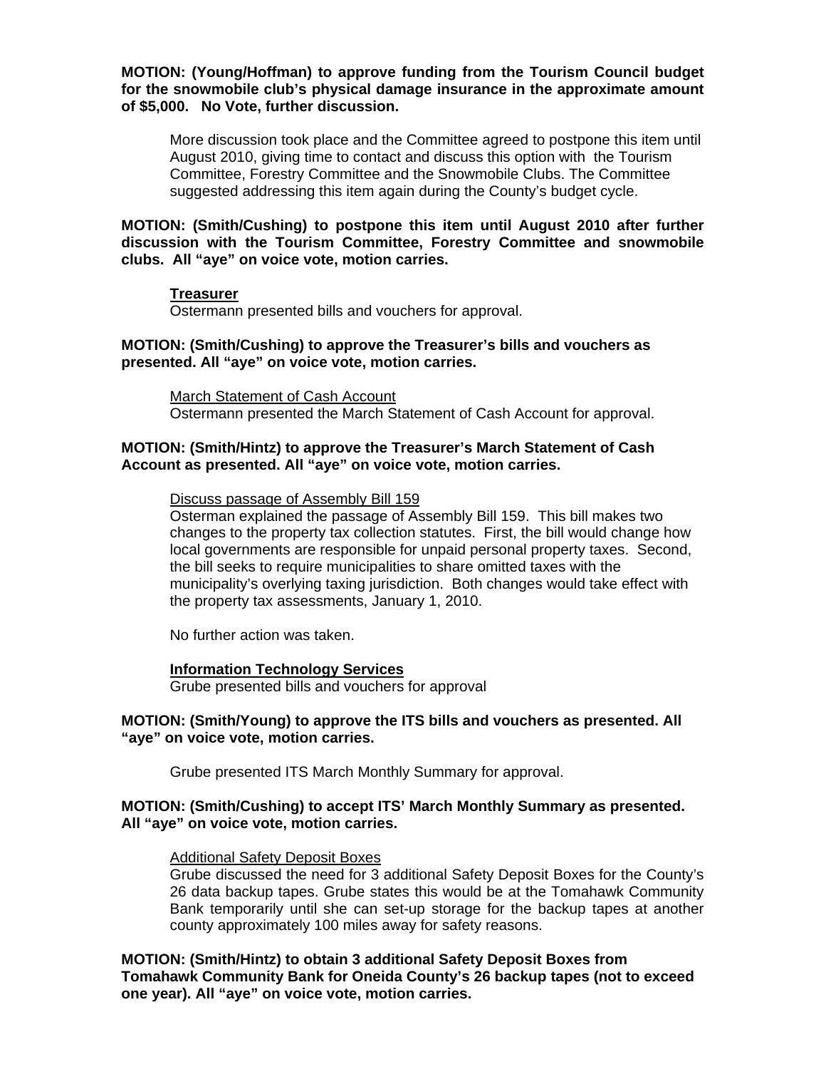**MOTION: (Young/Hoffman) to approve funding from the Tourism Council budget for the snowmobile club's physical damage insurance in the approximate amount of $5,000. No Vote, further discussion.**

More discussion took place and the Committee agreed to postpone this item until August 2010, giving time to contact and discuss this option with the Tourism Committee, Forestry Committee and the Snowmobile Clubs. The Committee suggested addressing this item again during the County's budget cycle.

**MOTION: (Smith/Cushing) to postpone this item until August 2010 after further discussion with the Tourism Committee, Forestry Committee and snowmobile clubs. All "aye" on voice vote, motion carries.**

**Treasurer**

Ostermann presented bills and vouchers for approval.

**MOTION: (Smith/Cushing) to approve the Treasurer's bills and vouchers as presented. All "aye" on voice vote, motion carries.**

March Statement of Cash Account

Ostermann presented the March Statement of Cash Account for approval.

**MOTION: (Smith/Hintz) to approve the Treasurer's March Statement of Cash Account as presented. All "aye" on voice vote, motion carries.**

Discuss passage of Assembly Bill 159

Osterman explained the passage of Assembly Bill 159. This bill makes two changes to the property tax collection statutes. First, the bill would change how local governments are responsible for unpaid personal property taxes. Second, the bill seeks to require municipalities to share omitted taxes with the municipality's overlying taxing jurisdiction. Both changes would take effect with the property tax assessments, January 1, 2010.

No further action was taken.

**Information Technology Services**

Grube presented bills and vouchers for approval

**MOTION: (Smith/Young) to approve the ITS bills and vouchers as presented. All "aye" on voice vote, motion carries.**

Grube presented ITS March Monthly Summary for approval.

**MOTION: (Smith/Cushing) to accept ITS' March Monthly Summary as presented. All "aye" on voice vote, motion carries.**

Additional Safety Deposit Boxes

Grube discussed the need for 3 additional Safety Deposit Boxes for the County's 26 data backup tapes. Grube states this would be at the Tomahawk Community Bank temporarily until she can set-up storage for the backup tapes at another county approximately 100 miles away for safety reasons.

**MOTION: (Smith/Hintz) to obtain 3 additional Safety Deposit Boxes from Tomahawk Community Bank for Oneida County's 26 backup tapes (not to exceed one year). All "aye" on voice vote, motion carries.**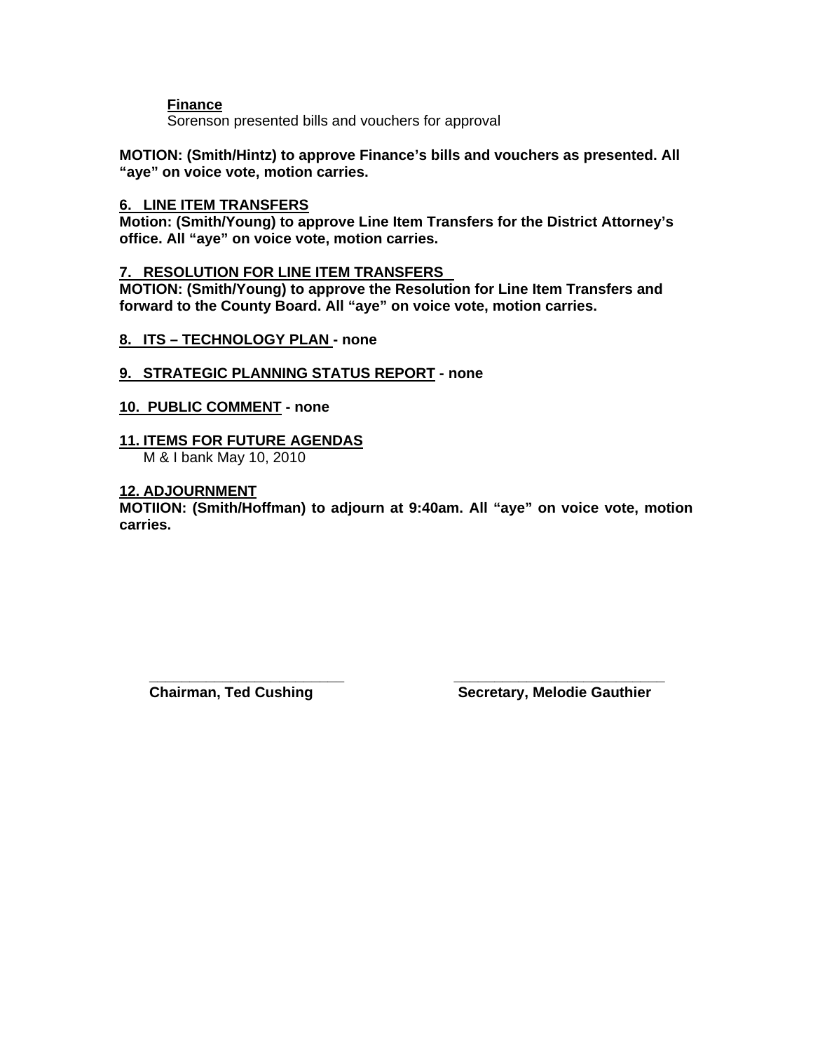**Finance**

Sorenson presented bills and vouchers for approval

**MOTION: (Smith/Hintz) to approve Finance's bills and vouchers as presented. All "aye" on voice vote, motion carries.**

**6. LINE ITEM TRANSFERS**

**Motion: (Smith/Young) to approve Line Item Transfers for the District Attorney's office. All "aye" on voice vote, motion carries.**

**7. RESOLUTION FOR LINE ITEM TRANSFERS**

**MOTION: (Smith/Young) to approve the Resolution for Line Item Transfers and forward to the County Board. All "aye" on voice vote, motion carries.**

**8. ITS – TECHNOLOGY PLAN - none**

**9. STRATEGIC PLANNING STATUS REPORT - none**

**10. PUBLIC COMMENT - none**

**11. ITEMS FOR FUTURE AGENDAS**

M & I bank May 10, 2010

**12. ADJOURNMENT**

**MOTIION: (Smith/Hoffman) to adjourn at 9:40am. All "aye" on voice vote, motion carries.**

\_\_\_\_\_\_\_\_\_\_\_\_\_\_\_\_\_\_\_\_\_\_\_\_\_\_\_\_ 
**Chairman, Ted Cushing**

\_\_\_\_\_\_\_\_\_\_\_\_\_\_\_\_\_\_\_\_\_\_\_\_\_\_\_\_ 
**Secretary, Melodie Gauthier**